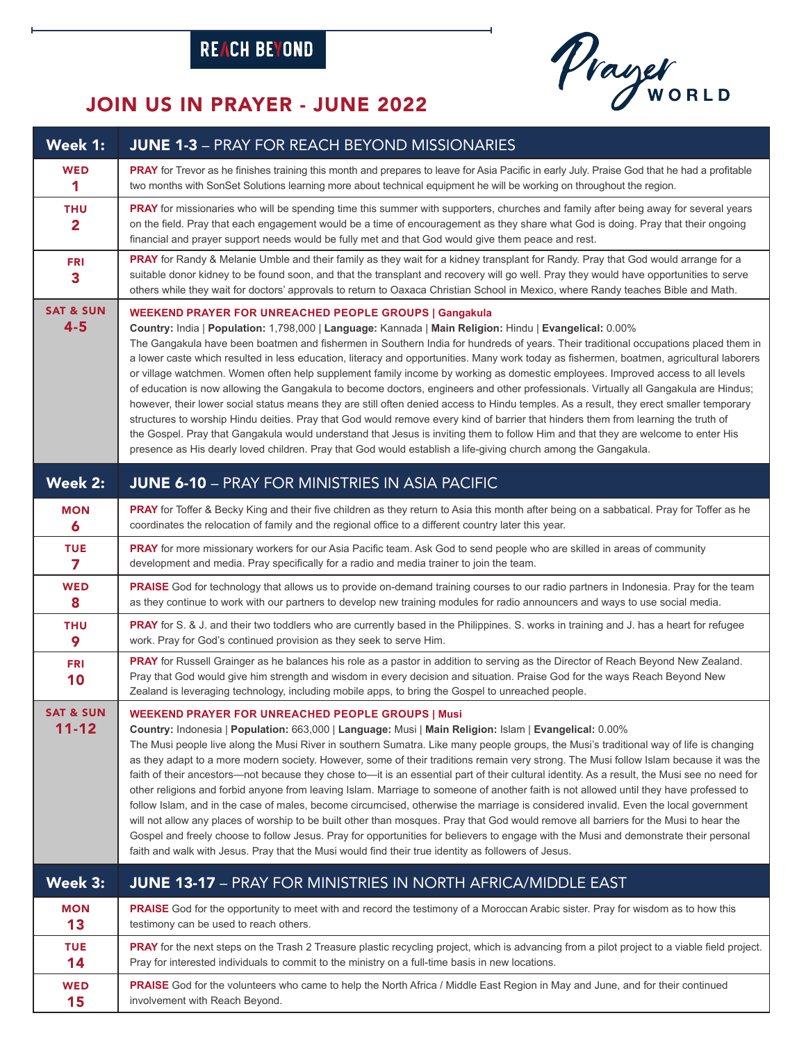REACH BEYOND

Prayer WORLD

# JOIN US IN PRAYER - JUNE 2022

| Week 1: | JUNE 1-3 – PRAY FOR REACH BEYOND MISSIONARIES |
|---|---|
| WED 1 | **PRAY** for Trevor as he finishes training this month and prepares to leave for Asia Pacific in early July. Praise God that he had a profitable two months with SonSet Solutions learning more about technical equipment he will be working on throughout the region. |
| THU 2 | **PRAY** for missionaries who will be spending time this summer with supporters, churches and family after being away for several years on the field. Pray that each engagement would be a time of encouragement as they share what God is doing. Pray that their ongoing financial and prayer support needs would be fully met and that God would give them peace and rest. |
| FRI 3 | **PRAY** for Randy & Melanie Umble and their family as they wait for a kidney transplant for Randy. Pray that God would arrange for a suitable donor kidney to be found soon, and that the transplant and recovery will go well. Pray they would have opportunities to serve others while they wait for doctors' approvals to return to Oaxaca Christian School in Mexico, where Randy teaches Bible and Math. |
| SAT & SUN 4-5 | **WEEKEND PRAYER FOR UNREACHED PEOPLE GROUPS \| Gangakula** **Country:** India \| **Population:** 1,798,000 \| **Language:** Kannada \| **Main Religion:** Hindu \| **Evangelical:** 0.00% The Gangakula have been boatmen and fishermen in Southern India for hundreds of years. Their traditional occupations placed them in a lower caste which resulted in less education, literacy and opportunities. Many work today as fishermen, boatmen, agricultural laborers or village watchmen. Women often help supplement family income by working as domestic employees. Improved access to all levels of education is now allowing the Gangakula to become doctors, engineers and other professionals. Virtually all Gangakula are Hindus; however, their lower social status means they are still often denied access to Hindu temples. As a result, they erect smaller temporary structures to worship Hindu deities. Pray that God would remove every kind of barrier that hinders them from learning the truth of the Gospel. Pray that Gangakula would understand that Jesus is inviting them to follow Him and that they are welcome to enter His presence as His dearly loved children. Pray that God would establish a life-giving church among the Gangakula. |
| **Week 2:** | **JUNE 6-10 – PRAY FOR MINISTRIES IN ASIA PACIFIC** |
| MON 6 | **PRAY** for Toffer & Becky King and their five children as they return to Asia this month after being on a sabbatical. Pray for Toffer as he coordinates the relocation of family and the regional office to a different country later this year. |
| TUE 7 | **PRAY** for more missionary workers for our Asia Pacific team. Ask God to send people who are skilled in areas of community development and media. Pray specifically for a radio and media trainer to join the team. |
| WED 8 | **PRAISE** God for technology that allows us to provide on-demand training courses to our radio partners in Indonesia. Pray for the team as they continue to work with our partners to develop new training modules for radio announcers and ways to use social media. |
| THU 9 | **PRAY** for S. & J. and their two toddlers who are currently based in the Philippines. S. works in training and J. has a heart for refugee work. Pray for God's continued provision as they seek to serve Him. |
| FRI 10 | **PRAY** for Russell Grainger as he balances his role as a pastor in addition to serving as the Director of Reach Beyond New Zealand. Pray that God would give him strength and wisdom in every decision and situation. Praise God for the ways Reach Beyond New Zealand is leveraging technology, including mobile apps, to bring the Gospel to unreached people. |
| SAT & SUN 11-12 | **WEEKEND PRAYER FOR UNREACHED PEOPLE GROUPS \| Musi** **Country:** Indonesia \| **Population:** 663,000 \| **Language:** Musi \| **Main Religion:** Islam \| **Evangelical:** 0.00% The Musi people live along the Musi River in southern Sumatra. Like many people groups, the Musi's traditional way of life is changing as they adapt to a more modern society. However, some of their traditions remain very strong. The Musi follow Islam because it was the faith of their ancestors—not because they chose to—it is an essential part of their cultural identity. As a result, the Musi see no need for other religions and forbid anyone from leaving Islam. Marriage to someone of another faith is not allowed until they have professed to follow Islam, and in the case of males, become circumcised, otherwise the marriage is considered invalid. Even the local government will not allow any places of worship to be built other than mosques. Pray that God would remove all barriers for the Musi to hear the Gospel and freely choose to follow Jesus. Pray for opportunities for believers to engage with the Musi and demonstrate their personal faith and walk with Jesus. Pray that the Musi would find their true identity as followers of Jesus. |
| **Week 3:** | **JUNE 13-17 – PRAY FOR MINISTRIES IN NORTH AFRICA/MIDDLE EAST** |
| MON 13 | **PRAISE** God for the opportunity to meet with and record the testimony of a Moroccan Arabic sister. Pray for wisdom as to how this testimony can be used to reach others. |
| TUE 14 | **PRAY** for the next steps on the Trash 2 Treasure plastic recycling project, which is advancing from a pilot project to a viable field project. Pray for interested individuals to commit to the ministry on a full-time basis in new locations. |
| WED 15 | **PRAISE** God for the volunteers who came to help the North Africa / Middle East Region in May and June, and for their continued involvement with Reach Beyond. |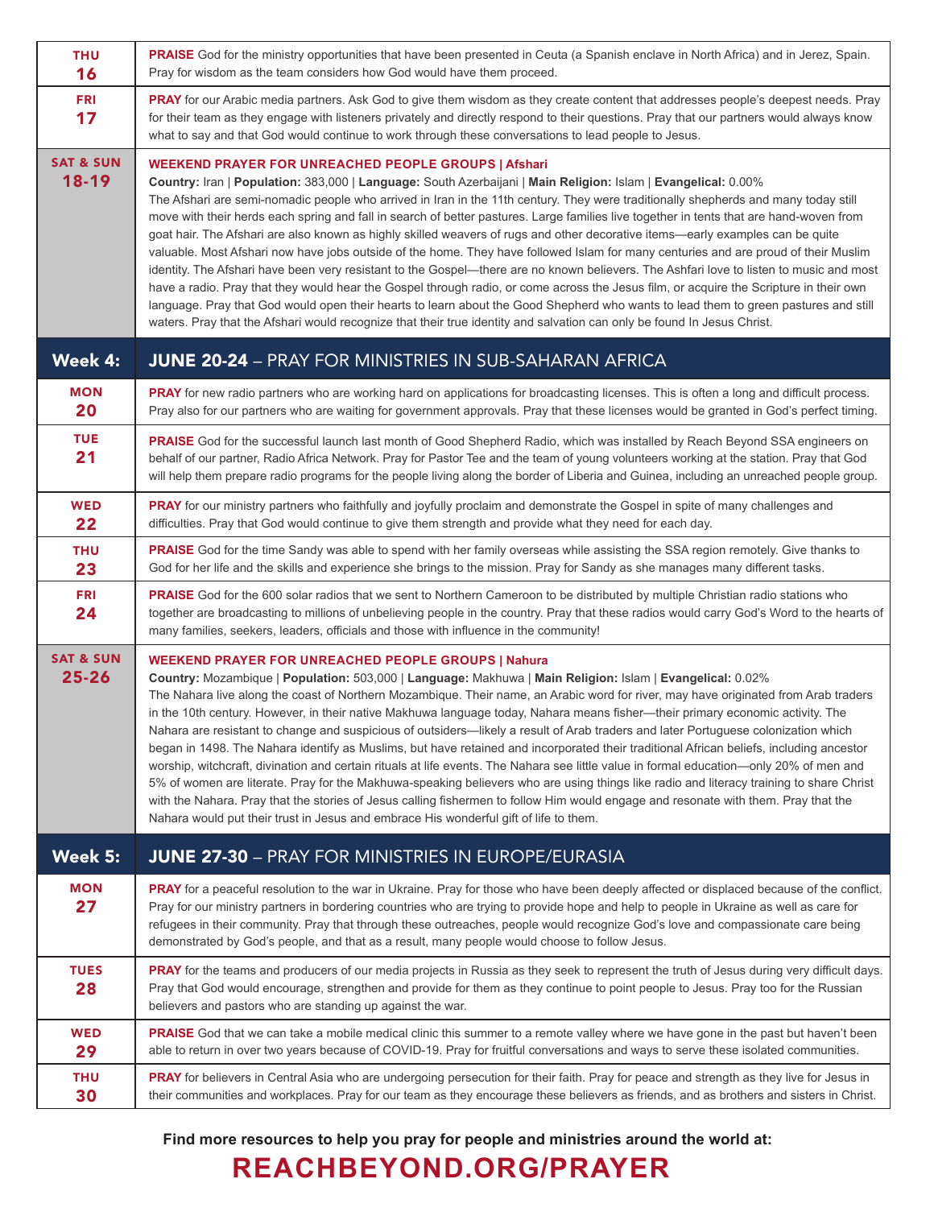| | |
|---|---|
| **THU 16** | **PRAISE** God for the ministry opportunities that have been presented in Ceuta (a Spanish enclave in North Africa) and in Jerez, Spain. Pray for wisdom as the team considers how God would have them proceed. |
| **FRI 17** | **PRAY** for our Arabic media partners. Ask God to give them wisdom as they create content that addresses people's deepest needs. Pray for their team as they engage with listeners privately and directly respond to their questions. Pray that our partners would always know what to say and that God would continue to work through these conversations to lead people to Jesus. |
| **SAT & SUN 18-19** | **WEEKEND PRAYER FOR UNREACHED PEOPLE GROUPS \| Afshari**<br>**Country:** Iran \| **Population:** 383,000 \| **Language:** South Azerbaijani \| **Main Religion:** Islam \| **Evangelical:** 0.00%<br>The Afshari are semi-nomadic people who arrived in Iran in the 11th century. They were traditionally shepherds and many today still move with their herds each spring and fall in search of better pastures. Large families live together in tents that are hand-woven from goat hair. The Afshari are also known as highly skilled weavers of rugs and other decorative items—early examples can be quite valuable. Most Afshari now have jobs outside of the home. They have followed Islam for many centuries and are proud of their Muslim identity. The Afshari have been very resistant to the Gospel—there are no known believers. The Ashfari love to listen to music and most have a radio. Pray that they would hear the Gospel through radio, or come across the Jesus film, or acquire the Scripture in their own language. Pray that God would open their hearts to learn about the Good Shepherd who wants to lead them to green pastures and still waters. Pray that the Afshari would recognize that their true identity and salvation can only be found In Jesus Christ. |

## Week 4: JUNE 20-24 – PRAY FOR MINISTRIES IN SUB-SAHARAN AFRICA

| | |
|---|---|
| **MON 20** | **PRAY** for new radio partners who are working hard on applications for broadcasting licenses. This is often a long and difficult process. Pray also for our partners who are waiting for government approvals. Pray that these licenses would be granted in God's perfect timing. |
| **TUE 21** | **PRAISE** God for the successful launch last month of Good Shepherd Radio, which was installed by Reach Beyond SSA engineers on behalf of our partner, Radio Africa Network. Pray for Pastor Tee and the team of young volunteers working at the station. Pray that God will help them prepare radio programs for the people living along the border of Liberia and Guinea, including an unreached people group. |
| **WED 22** | **PRAY** for our ministry partners who faithfully and joyfully proclaim and demonstrate the Gospel in spite of many challenges and difficulties. Pray that God would continue to give them strength and provide what they need for each day. |
| **THU 23** | **PRAISE** God for the time Sandy was able to spend with her family overseas while assisting the SSA region remotely. Give thanks to God for her life and the skills and experience she brings to the mission. Pray for Sandy as she manages many different tasks. |
| **FRI 24** | **PRAISE** God for the 600 solar radios that we sent to Northern Cameroon to be distributed by multiple Christian radio stations who together are broadcasting to millions of unbelieving people in the country. Pray that these radios would carry God's Word to the hearts of many families, seekers, leaders, officials and those with influence in the community! |
| **SAT & SUN 25-26** | **WEEKEND PRAYER FOR UNREACHED PEOPLE GROUPS \| Nahura**<br>**Country:** Mozambique \| **Population:** 503,000 \| **Language:** Makhuwa \| **Main Religion:** Islam \| **Evangelical:** 0.02%<br>The Nahara live along the coast of Northern Mozambique. Their name, an Arabic word for river, may have originated from Arab traders in the 10th century. However, in their native Makhuwa language today, Nahara means fisher—their primary economic activity. The Nahara are resistant to change and suspicious of outsiders—likely a result of Arab traders and later Portuguese colonization which began in 1498. The Nahara identify as Muslims, but have retained and incorporated their traditional African beliefs, including ancestor worship, witchcraft, divination and certain rituals at life events. The Nahara see little value in formal education—only 20% of men and 5% of women are literate. Pray for the Makhuwa-speaking believers who are using things like radio and literacy training to share Christ with the Nahara. Pray that the stories of Jesus calling fishermen to follow Him would engage and resonate with them. Pray that the Nahara would put their trust in Jesus and embrace His wonderful gift of life to them. |

## Week 5: JUNE 27-30 – PRAY FOR MINISTRIES IN EUROPE/EURASIA

| | |
|---|---|
| **MON 27** | **PRAY** for a peaceful resolution to the war in Ukraine. Pray for those who have been deeply affected or displaced because of the conflict. Pray for our ministry partners in bordering countries who are trying to provide hope and help to people in Ukraine as well as care for refugees in their community. Pray that through these outreaches, people would recognize God's love and compassionate care being demonstrated by God's people, and that as a result, many people would choose to follow Jesus. |
| **TUES 28** | **PRAY** for the teams and producers of our media projects in Russia as they seek to represent the truth of Jesus during very difficult days. Pray that God would encourage, strengthen and provide for them as they continue to point people to Jesus. Pray too for the Russian believers and pastors who are standing up against the war. |
| **WED 29** | **PRAISE** God that we can take a mobile medical clinic this summer to a remote valley where we have gone in the past but haven't been able to return in over two years because of COVID-19. Pray for fruitful conversations and ways to serve these isolated communities. |
| **THU 30** | **PRAY** for believers in Central Asia who are undergoing persecution for their faith. Pray for peace and strength as they live for Jesus in their communities and workplaces. Pray for our team as they encourage these believers as friends, and as brothers and sisters in Christ. |

**Find more resources to help you pray for people and ministries around the world at:**

**REACHBEYOND.ORG/PRAYER**